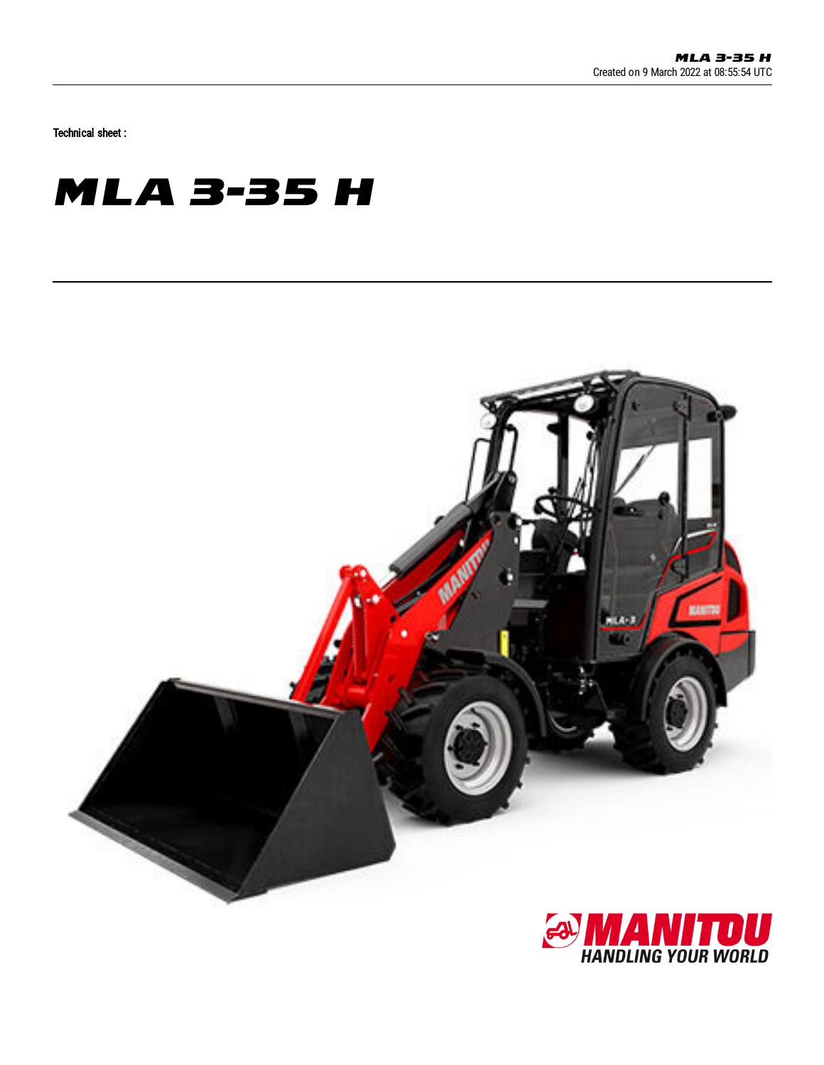Technical sheet :

# MLA 3-35 H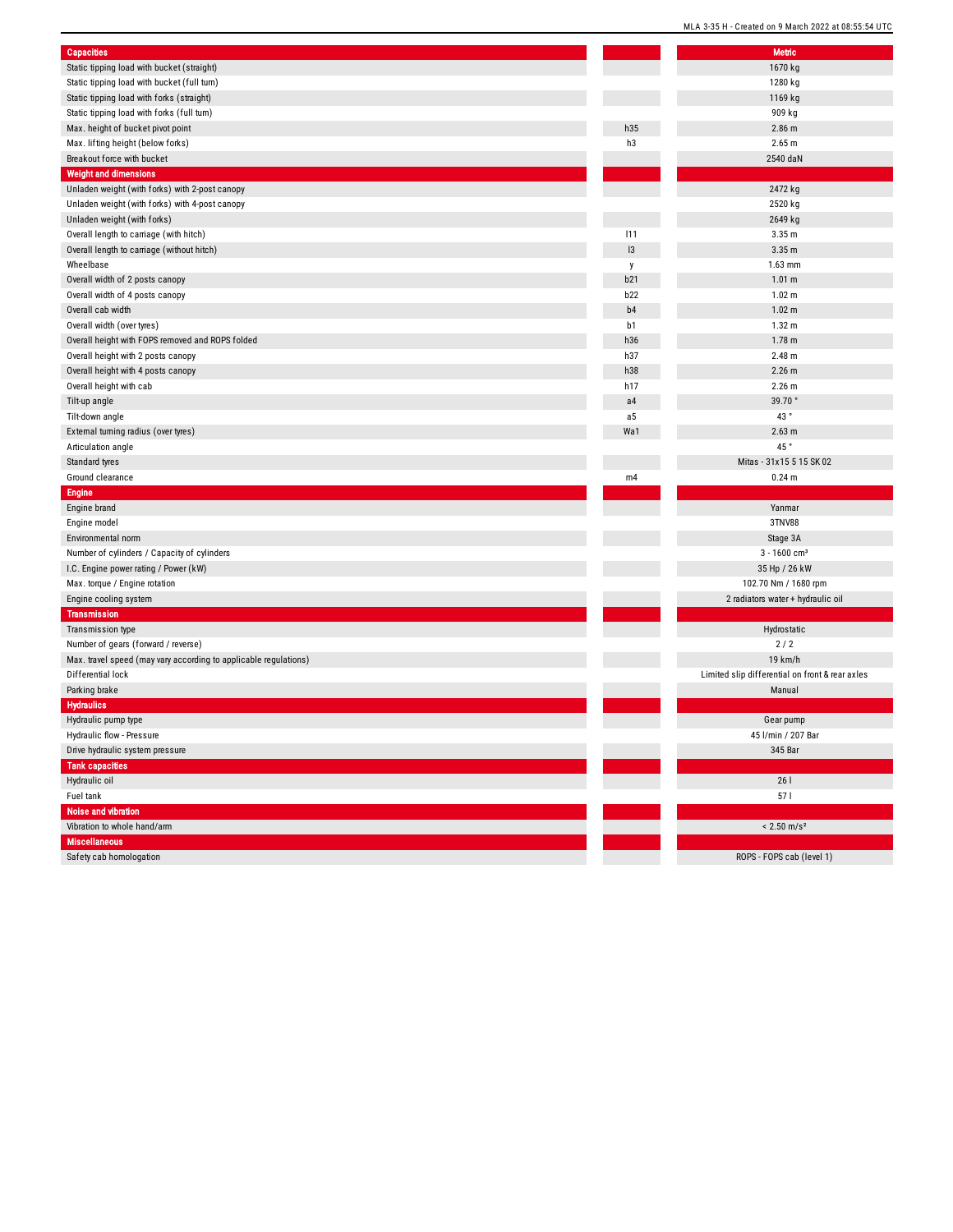| Capacities | | Metric |
|---|---|---|
| Static tipping load with bucket (straight) | | 1670 kg |
| Static tipping load with bucket (full turn) | | 1280 kg |
| Static tipping load with forks (straight) | | 1169 kg |
| Static tipping load with forks (full turn) | | 909 kg |
| Max. height of bucket pivot point | h35 | 2.86 m |
| Max. lifting height (below forks) | h3 | 2.65 m |
| Breakout force with bucket | | 2540 daN |
| **Weight and dimensions** | | |
| Unladen weight (with forks) with 2-post canopy | | 2472 kg |
| Unladen weight (with forks) with 4-post canopy | | 2520 kg |
| Unladen weight (with forks) | | 2649 kg |
| Overall length to carriage (with hitch) | l11 | 3.35 m |
| Overall length to carriage (without hitch) | l3 | 3.35 m |
| Wheelbase | y | 1.63 mm |
| Overall width of 2 posts canopy | b21 | 1.01 m |
| Overall width of 4 posts canopy | b22 | 1.02 m |
| Overall cab width | b4 | 1.02 m |
| Overall width (over tyres) | b1 | 1.32 m |
| Overall height with FOPS removed and ROPS folded | h36 | 1.78 m |
| Overall height with 2 posts canopy | h37 | 2.48 m |
| Overall height with 4 posts canopy | h38 | 2.26 m |
| Overall height with cab | h17 | 2.26 m |
| Tilt-up angle | a4 | 39.70 ° |
| Tilt-down angle | a5 | 43 ° |
| External turning radius (over tyres) | Wa1 | 2.63 m |
| Articulation angle | | 45 ° |
| Standard tyres | | Mitas - 31x15 5 15 SK 02 |
| Ground clearance | m4 | 0.24 m |
| **Engine** | | |
| Engine brand | | Yanmar |
| Engine model | | 3TNV88 |
| Environmental norm | | Stage 3A |
| Number of cylinders / Capacity of cylinders | | 3 - 1600 cm³ |
| I.C. Engine power rating / Power (kW) | | 35 Hp / 26 kW |
| Max. torque / Engine rotation | | 102.70 Nm / 1680 rpm |
| Engine cooling system | | 2 radiators water + hydraulic oil |
| **Transmission** | | |
| Transmission type | | Hydrostatic |
| Number of gears (forward / reverse) | | 2 / 2 |
| Max. travel speed (may vary according to applicable regulations) | | 19 km/h |
| Differential lock | | Limited slip differential on front & rear axles |
| Parking brake | | Manual |
| **Hydraulics** | | |
| Hydraulic pump type | | Gear pump |
| Hydraulic flow - Pressure | | 45 l/min / 207 Bar |
| Drive hydraulic system pressure | | 345 Bar |
| **Tank capacities** | | |
| Hydraulic oil | | 26 l |
| Fuel tank | | 57 l |
| **Noise and vibration** | | |
| Vibration to whole hand/arm | | < 2.50 m/s² |
| **Miscellaneous** | | |
| Safety cab homologation | | ROPS - FOPS cab (level 1) |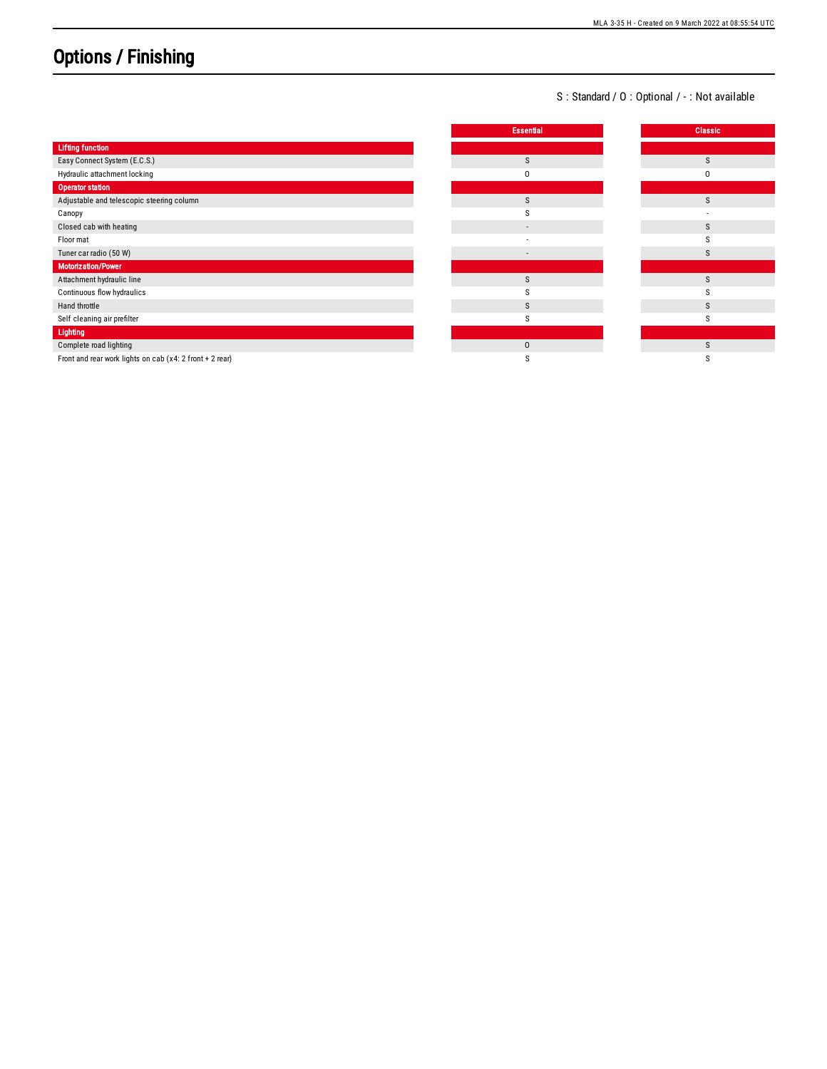# Options / Finishing

S : Standard / O : Optional / - : Not available

| | Essential | Classic |
|---|---|---|
| **Lifting function** | | |
| Easy Connect System (E.C.S.) | S | S |
| Hydraulic attachment locking | O | O |
| **Operator station** | | |
| Adjustable and telescopic steering column | S | S |
| Canopy | S | - |
| Closed cab with heating | - | S |
| Floor mat | - | S |
| Tuner car radio (50 W) | - | S |
| **Motorization/Power** | | |
| Attachment hydraulic line | S | S |
| Continuous flow hydraulics | S | S |
| Hand throttle | S | S |
| Self cleaning air prefilter | S | S |
| **Lighting** | | |
| Complete road lighting | O | S |
| Front and rear work lights on cab (x4: 2 front + 2 rear) | S | S |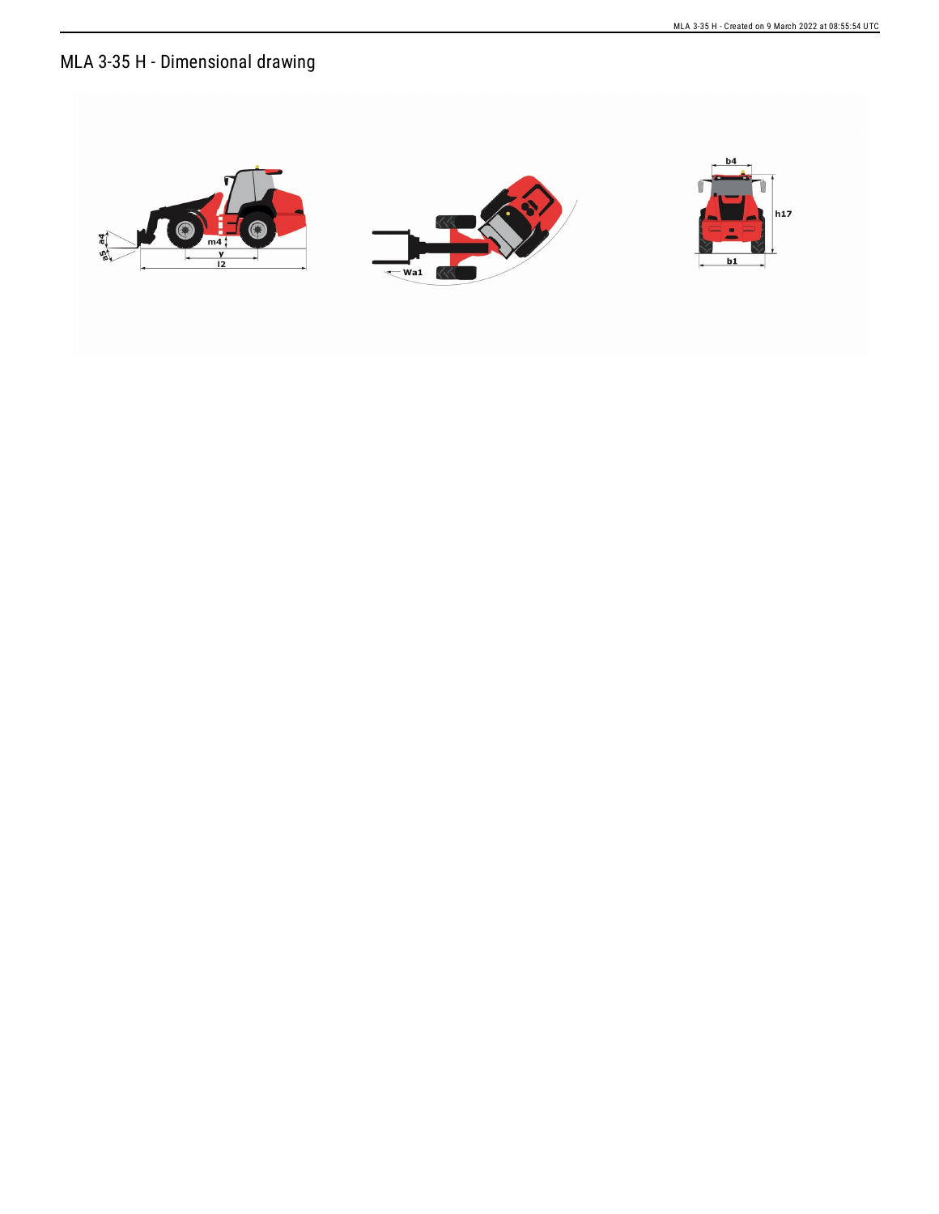# MLA 3-35 H - Dimensional drawing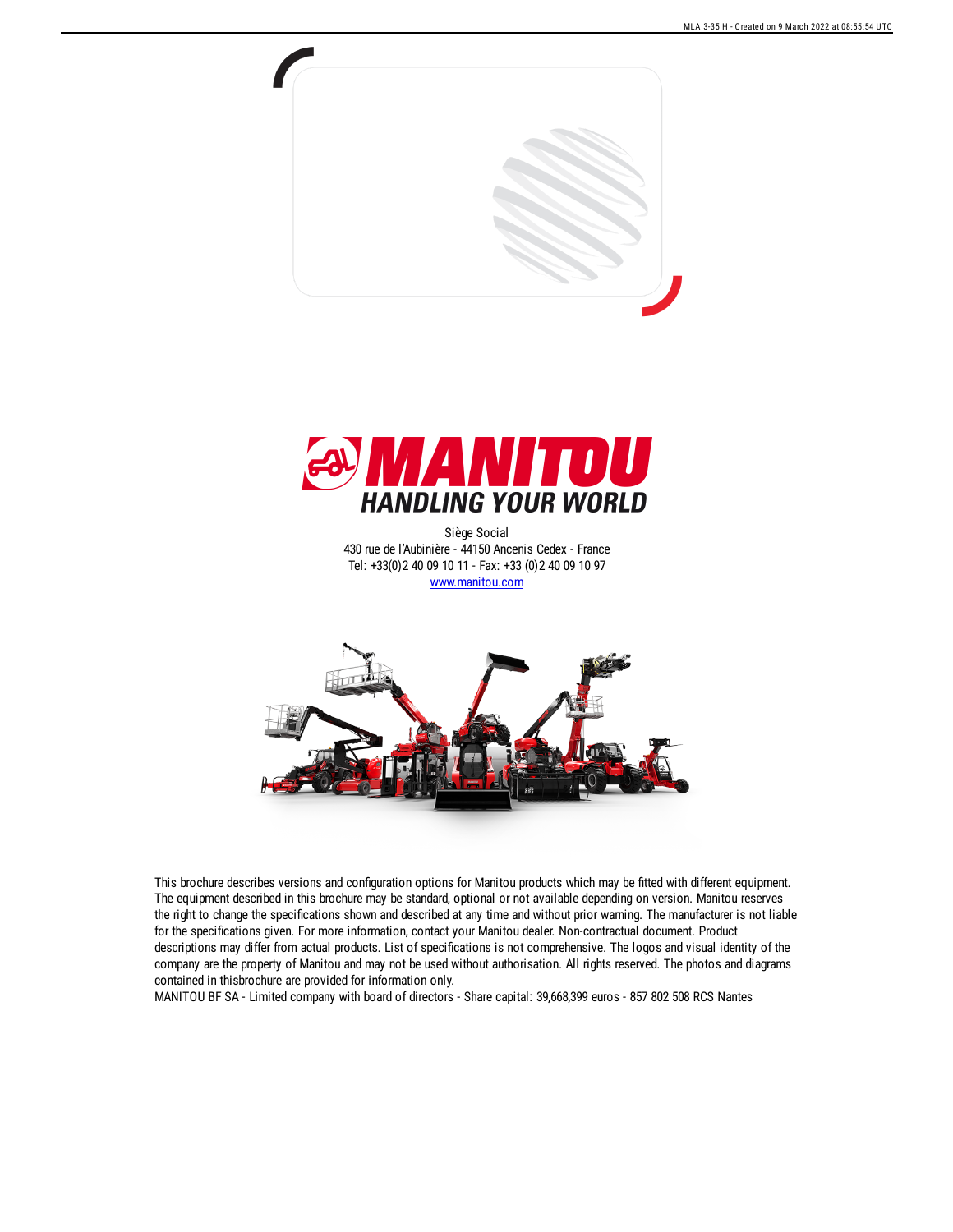MANITOU
HANDLING YOUR WORLD

Siège Social
430 rue de l'Aubinière - 44150 Ancenis Cedex - France
Tel: +33(0)2 40 09 10 11 - Fax: +33 (0)2 40 09 10 97
[www.manitou.com](http://www.manitou.com)

This brochure describes versions and configuration options for Manitou products which may be fitted with different equipment. The equipment described in this brochure may be standard, optional or not available depending on version. Manitou reserves the right to change the specifications shown and described at any time and without prior warning. The manufacturer is not liable for the specifications given. For more information, contact your Manitou dealer. Non-contractual document. Product descriptions may differ from actual products. List of specifications is not comprehensive. The logos and visual identity of the company are the property of Manitou and may not be used without authorisation. All rights reserved. The photos and diagrams contained in thisbrochure are provided for information only.
MANITOU BF SA - Limited company with board of directors - Share capital: 39,668,399 euros - 857 802 508 RCS Nantes